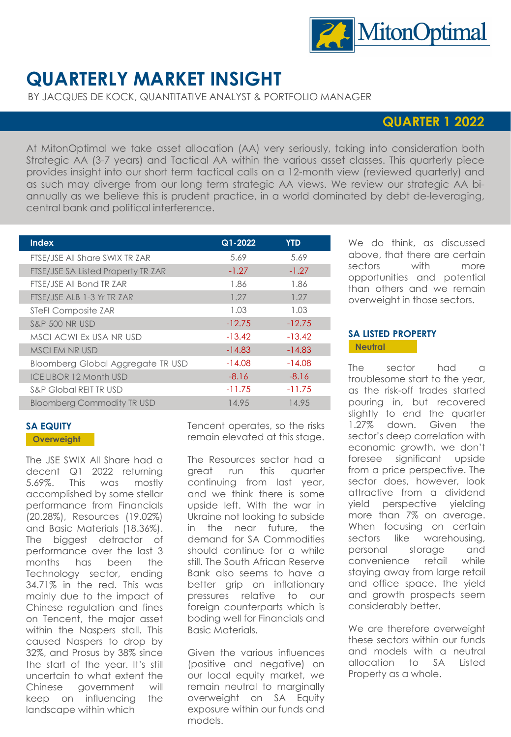# QUARTERLY MARKET INSIGHT

BY JACQUES DE KOCK, QUANTITATIVE ANALYST & PORTFOLIO MANAGER

## QUARTER 1 2022

At MitonOptimal we take asset allocation (AA) very seriously, taking into consideration both Strategic AA (3-7 years) and Tactical AA within the various asset classes. This quarterly piece provides insight into our short term tactical calls on a 12-month view (reviewed quarterly) and as such may diverge from our long term strategic AA views. We review our strategic AA bi-annually as we believe this is prudent practice, in a world dominated by debt de-leveraging, central bank and political interference.

| Index | Q1-2022 | YTD |
|---|---|---|
| FTSE/JSE All Share SWIX TR ZAR | 5.69 | 5.69 |
| FTSE/JSE SA Listed Property TR ZAR | -1.27 | -1.27 |
| FTSE/JSE All Bond TR ZAR | 1.86 | 1.86 |
| FTSE/JSE ALB 1-3 Yr TR ZAR | 1.27 | 1.27 |
| STeFI Composite ZAR | 1.03 | 1.03 |
| S&P 500 NR USD | -12.75 | -12.75 |
| MSCI ACWI Ex USA NR USD | -13.42 | -13.42 |
| MSCI EM NR USD | -14.83 | -14.83 |
| Bloomberg Global Aggregate TR USD | -14.08 | -14.08 |
| ICE LIBOR 12 Month USD | -8.16 | -8.16 |
| S&P Global REIT TR USD | -11.75 | -11.75 |
| Bloomberg Commodity TR USD | 14.95 | 14.95 |

### SA EQUITY

**Overweight**

The JSE SWIX All Share had a decent Q1 2022 returning 5.69%. This was mostly accomplished by some stellar performance from Financials (20.28%), Resources (19.02%) and Basic Materials (18.36%). The biggest detractor of performance over the last 3 months has been the Technology sector, ending 34.71% in the red. This was mainly due to the impact of Chinese regulation and fines on Tencent, the major asset within the Naspers stall. This caused Naspers to drop by 32%, and Prosus by 38% since the start of the year. It's still uncertain to what extent the Chinese government will keep on influencing the landscape within which Tencent operates, so the risks remain elevated at this stage.

The Resources sector had a great run this quarter continuing from last year, and we think there is some upside left. With the war in Ukraine not looking to subside in the near future, the demand for SA Commodities should continue for a while still. The South African Reserve Bank also seems to have a better grip on inflationary pressures relative to our foreign counterparts which is boding well for Financials and Basic Materials.

Given the various influences (positive and negative) on our local equity market, we remain neutral to marginally overweight on SA Equity exposure within our funds and models.

We do think, as discussed above, that there are certain sectors with more opportunities and potential than others and we remain overweight in those sectors.

### SA LISTED PROPERTY

**Neutral**

The sector had a troublesome start to the year, as the risk-off trades started pouring in, but recovered slightly to end the quarter 1.27% down. Given the sector's deep correlation with economic growth, we don't foresee significant upside from a price perspective. The sector does, however, look attractive from a dividend yield perspective yielding more than 7% on average. When focusing on certain sectors like warehousing, personal storage and convenience retail while staying away from large retail and office space, the yield and growth prospects seem considerably better.

We are therefore overweight these sectors within our funds and models with a neutral allocation to SA Listed Property as a whole.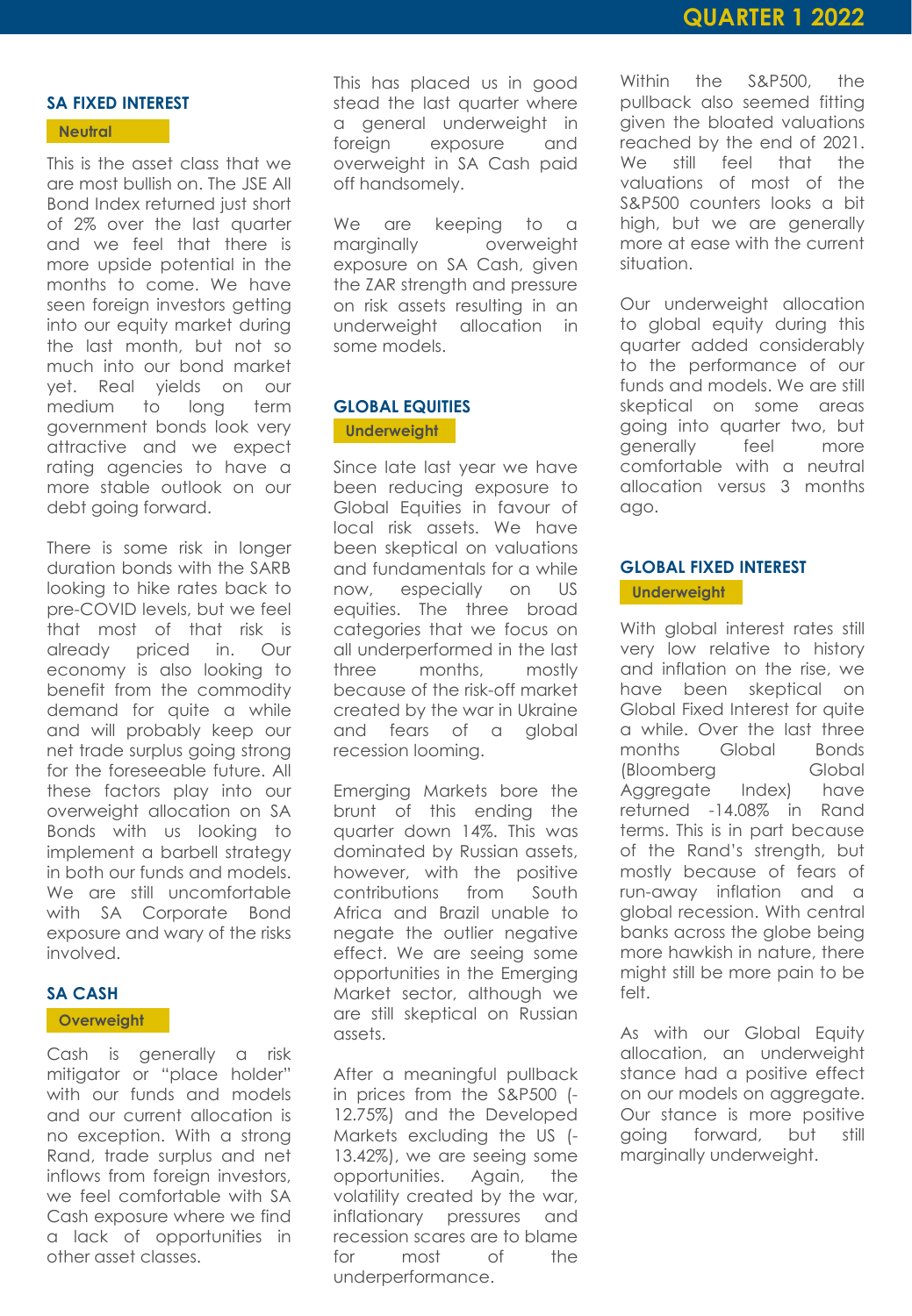## SA FIXED INTEREST

**Neutral**

This is the asset class that we are most bullish on. The JSE All Bond Index returned just short of 2% over the last quarter and we feel that there is more upside potential in the months to come. We have seen foreign investors getting into our equity market during the last month, but not so much into our bond market yet. Real yields on our medium to long term government bonds look very attractive and we expect rating agencies to have a more stable outlook on our debt going forward.

There is some risk in longer duration bonds with the SARB looking to hike rates back to pre-COVID levels, but we feel that most of that risk is already priced in. Our economy is also looking to benefit from the commodity demand for quite a while and will probably keep our net trade surplus going strong for the foreseeable future. All these factors play into our overweight allocation on SA Bonds with us looking to implement a barbell strategy in both our funds and models. We are still uncomfortable with SA Corporate Bond exposure and wary of the risks involved.

## SA CASH

**Overweight**

Cash is generally a risk mitigator or "place holder" with our funds and models and our current allocation is no exception. With a strong Rand, trade surplus and net inflows from foreign investors, we feel comfortable with SA Cash exposure where we find a lack of opportunities in other asset classes.

This has placed us in good stead the last quarter where a general underweight in foreign exposure and overweight in SA Cash paid off handsomely.

We are keeping to a marginally overweight exposure on SA Cash, given the ZAR strength and pressure on risk assets resulting in an underweight allocation in some models.

## GLOBAL EQUITIES

**Underweight**

Since late last year we have been reducing exposure to Global Equities in favour of local risk assets. We have been skeptical on valuations and fundamentals for a while now, especially on US equities. The three broad categories that we focus on all underperformed in the last three months, mostly because of the risk-off market created by the war in Ukraine and fears of a global recession looming.

Emerging Markets bore the brunt of this ending the quarter down 14%. This was dominated by Russian assets, however, with the positive contributions from South Africa and Brazil unable to negate the outlier negative effect. We are seeing some opportunities in the Emerging Market sector, although we are still skeptical on Russian assets.

After a meaningful pullback in prices from the S&P500 (-12.75%) and the Developed Markets excluding the US (-13.42%), we are seeing some opportunities. Again, the volatility created by the war, inflationary pressures and recession scares are to blame for most of the underperformance.

Within the S&P500, the pullback also seemed fitting given the bloated valuations reached by the end of 2021. We still feel that the valuations of most of the S&P500 counters looks a bit high, but we are generally more at ease with the current situation.

Our underweight allocation to global equity during this quarter added considerably to the performance of our funds and models. We are still skeptical on some areas going into quarter two, but generally feel more comfortable with a neutral allocation versus 3 months ago.

## GLOBAL FIXED INTEREST

**Underweight**

With global interest rates still very low relative to history and inflation on the rise, we have been skeptical on Global Fixed Interest for quite a while. Over the last three months Global Bonds (Bloomberg Global Aggregate Index) have returned -14.08% in Rand terms. This is in part because of the Rand's strength, but mostly because of fears of run-away inflation and a global recession. With central banks across the globe being more hawkish in nature, there might still be more pain to be felt.

As with our Global Equity allocation, an underweight stance had a positive effect on our models on aggregate. Our stance is more positive going forward, but still marginally underweight.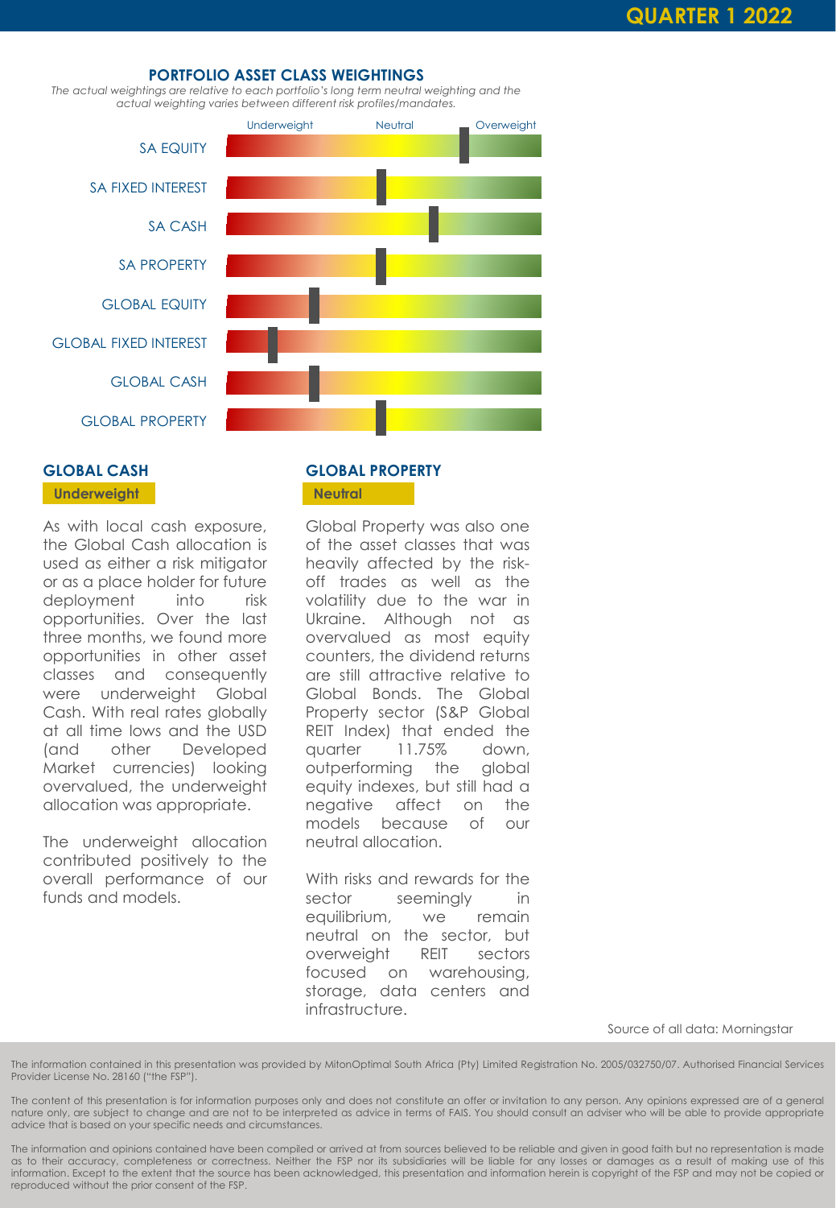## PORTFOLIO ASSET CLASS WEIGHTINGS

*The actual weightings are relative to each portfolio's long term neutral weighting and the actual weighting varies between different risk profiles/mandates.*

Underweight
Neutral
Overweight

SA EQUITY
SA FIXED INTEREST
SA CASH
SA PROPERTY
GLOBAL EQUITY
GLOBAL FIXED INTEREST
GLOBAL CASH
GLOBAL PROPERTY

## GLOBAL CASH

**Underweight**

As with local cash exposure, the Global Cash allocation is used as either a risk mitigator or as a place holder for future deployment into risk opportunities. Over the last three months, we found more opportunities in other asset classes and consequently were underweight Global Cash. With real rates globally at all time lows and the USD (and other Developed Market currencies) looking overvalued, the underweight allocation was appropriate.

The underweight allocation contributed positively to the overall performance of our funds and models.

## GLOBAL PROPERTY

**Neutral**

Global Property was also one of the asset classes that was heavily affected by the risk-off trades as well as the volatility due to the war in Ukraine. Although not as overvalued as most equity counters, the dividend returns are still attractive relative to Global Bonds. The Global Property sector (S&P Global REIT Index) that ended the quarter 11.75% down, outperforming the global equity indexes, but still had a negative affect on the models because of our neutral allocation.

With risks and rewards for the sector seemingly in equilibrium, we remain neutral on the sector, but overweight REIT sectors focused on warehousing, storage, data centers and infrastructure.

Source of all data: Morningstar

The information contained in this presentation was provided by MitonOptimal South Africa (Pty) Limited Registration No. 2005/032750/07. Authorised Financial Services Provider License No. 28160 ("the FSP").

The content of this presentation is for information purposes only and does not constitute an offer or invitation to any person. Any opinions expressed are of a general nature only, are subject to change and are not to be interpreted as advice in terms of FAIS. You should consult an adviser who will be able to provide appropriate advice that is based on your specific needs and circumstances.

The information and opinions contained have been compiled or arrived at from sources believed to be reliable and given in good faith but no representation is made as to their accuracy, completeness or correctness. Neither the FSP nor its subsidiaries will be liable for any losses or damages as a result of making use of this information. Except to the extent that the source has been acknowledged, this presentation and information herein is copyright of the FSP and may not be copied or reproduced without the prior consent of the FSP.